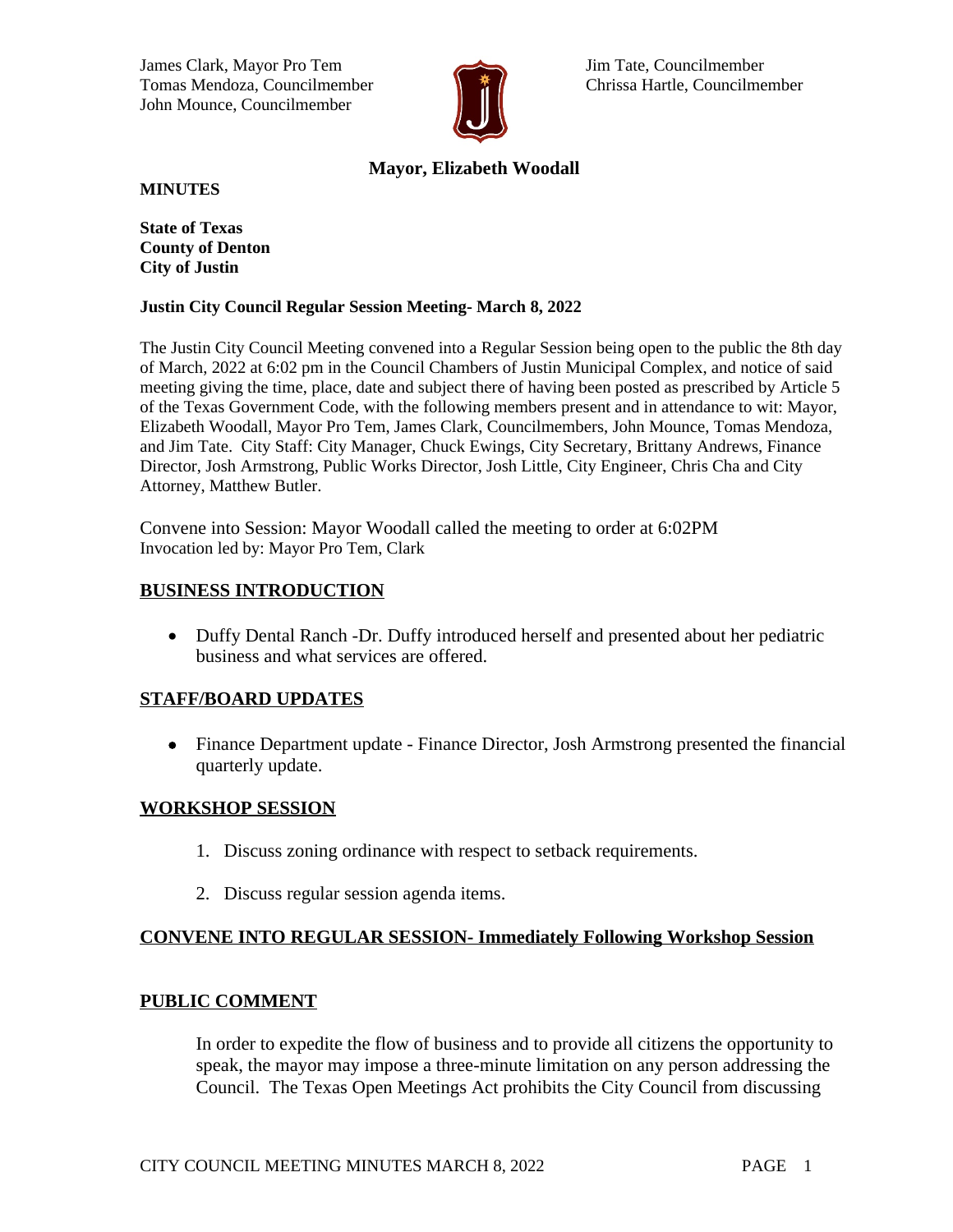James Clark, Mayor Pro Tem
Tomas Mendoza, Councilmember
John Mounce, Councilmember

Jim Tate, Councilmember
Chrissa Hartle, Councilmember

**Mayor, Elizabeth Woodall**

**MINUTES**

**State of Texas**
**County of Denton**
**City of Justin**

**Justin City Council Regular Session Meeting- March 8, 2022**

The Justin City Council Meeting convened into a Regular Session being open to the public the 8th day of March, 2022 at 6:02 pm in the Council Chambers of Justin Municipal Complex, and notice of said meeting giving the time, place, date and subject there of having been posted as prescribed by Article 5 of the Texas Government Code, with the following members present and in attendance to wit: Mayor, Elizabeth Woodall, Mayor Pro Tem, James Clark, Councilmembers, John Mounce, Tomas Mendoza, and Jim Tate. City Staff: City Manager, Chuck Ewings, City Secretary, Brittany Andrews, Finance Director, Josh Armstrong, Public Works Director, Josh Little, City Engineer, Chris Cha and City Attorney, Matthew Butler.

Convene into Session: Mayor Woodall called the meeting to order at 6:02PM
Invocation led by: Mayor Pro Tem, Clark

## BUSINESS INTRODUCTION

- Duffy Dental Ranch -Dr. Duffy introduced herself and presented about her pediatric business and what services are offered.

## STAFF/BOARD UPDATES

- Finance Department update - Finance Director, Josh Armstrong presented the financial quarterly update.

## WORKSHOP SESSION

1. Discuss zoning ordinance with respect to setback requirements.
2. Discuss regular session agenda items.

## CONVENE INTO REGULAR SESSION- Immediately Following Workshop Session

## PUBLIC COMMENT

In order to expedite the flow of business and to provide all citizens the opportunity to speak, the mayor may impose a three-minute limitation on any person addressing the Council. The Texas Open Meetings Act prohibits the City Council from discussing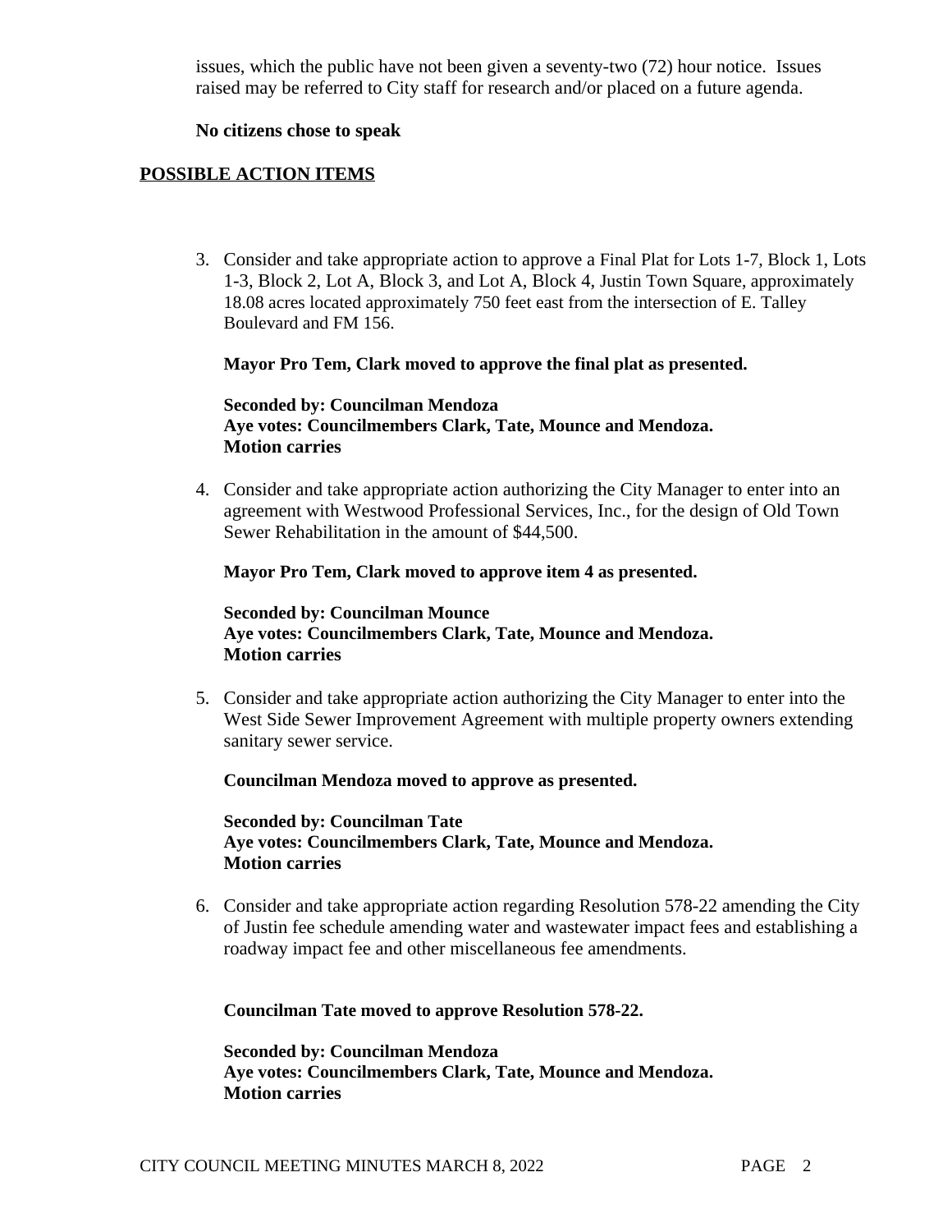issues, which the public have not been given a seventy-two (72) hour notice. Issues raised may be referred to City staff for research and/or placed on a future agenda.

**No citizens chose to speak**

## POSSIBLE ACTION ITEMS

3. Consider and take appropriate action to approve a Final Plat for Lots 1-7, Block 1, Lots 1-3, Block 2, Lot A, Block 3, and Lot A, Block 4, Justin Town Square, approximately 18.08 acres located approximately 750 feet east from the intersection of E. Talley Boulevard and FM 156.

   **Mayor Pro Tem, Clark moved to approve the final plat as presented.**

   **Seconded by: Councilman Mendoza**
   **Aye votes: Councilmembers Clark, Tate, Mounce and Mendoza.**
   **Motion carries**

4. Consider and take appropriate action authorizing the City Manager to enter into an agreement with Westwood Professional Services, Inc., for the design of Old Town Sewer Rehabilitation in the amount of $44,500.

   **Mayor Pro Tem, Clark moved to approve item 4 as presented.**

   **Seconded by: Councilman Mounce**
   **Aye votes: Councilmembers Clark, Tate, Mounce and Mendoza.**
   **Motion carries**

5. Consider and take appropriate action authorizing the City Manager to enter into the West Side Sewer Improvement Agreement with multiple property owners extending sanitary sewer service.

   **Councilman Mendoza moved to approve as presented.**

   **Seconded by: Councilman Tate**
   **Aye votes: Councilmembers Clark, Tate, Mounce and Mendoza.**
   **Motion carries**

6. Consider and take appropriate action regarding Resolution 578-22 amending the City of Justin fee schedule amending water and wastewater impact fees and establishing a roadway impact fee and other miscellaneous fee amendments.

   **Councilman Tate moved to approve Resolution 578-22.**

   **Seconded by: Councilman Mendoza**
   **Aye votes: Councilmembers Clark, Tate, Mounce and Mendoza.**
   **Motion carries**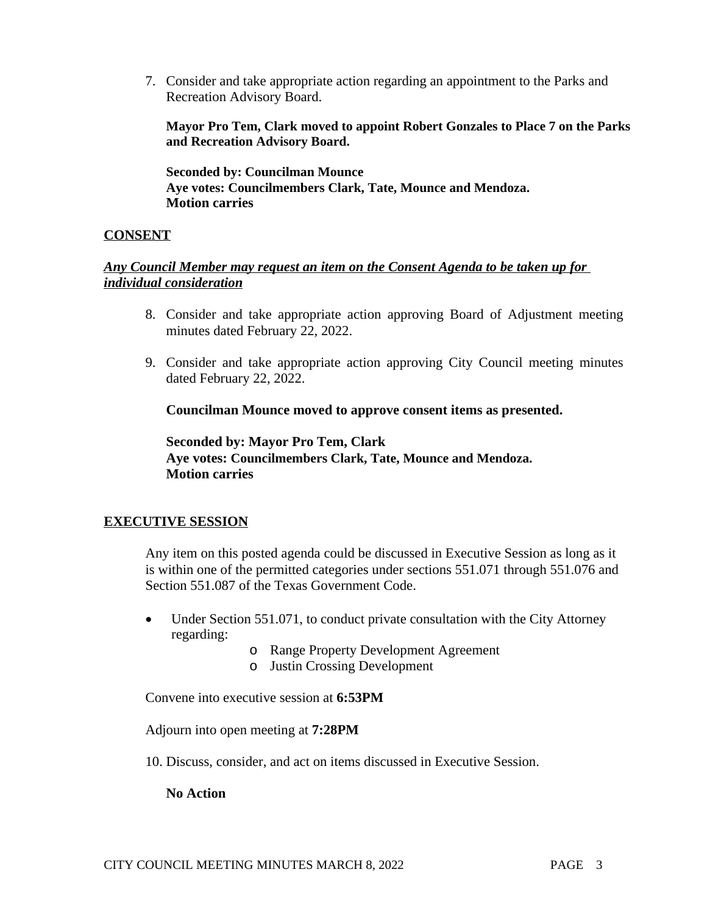7. Consider and take appropriate action regarding an appointment to the Parks and Recreation Advisory Board.

   **Mayor Pro Tem, Clark moved to appoint Robert Gonzales to Place 7 on the Parks and Recreation Advisory Board.**

   **Seconded by: Councilman Mounce**
   **Aye votes: Councilmembers Clark, Tate, Mounce and Mendoza.**
   **Motion carries**

## CONSENT

***Any Council Member may request an item on the Consent Agenda to be taken up for individual consideration***

8. Consider and take appropriate action approving Board of Adjustment meeting minutes dated February 22, 2022.

9. Consider and take appropriate action approving City Council meeting minutes dated February 22, 2022.

   **Councilman Mounce moved to approve consent items as presented.**

   **Seconded by: Mayor Pro Tem, Clark**
   **Aye votes: Councilmembers Clark, Tate, Mounce and Mendoza.**
   **Motion carries**

## EXECUTIVE SESSION

Any item on this posted agenda could be discussed in Executive Session as long as it is within one of the permitted categories under sections 551.071 through 551.076 and Section 551.087 of the Texas Government Code.

- Under Section 551.071, to conduct private consultation with the City Attorney regarding:
  - Range Property Development Agreement
  - Justin Crossing Development

Convene into executive session at **6:53PM**

Adjourn into open meeting at **7:28PM**

10. Discuss, consider, and act on items discussed in Executive Session.

    **No Action**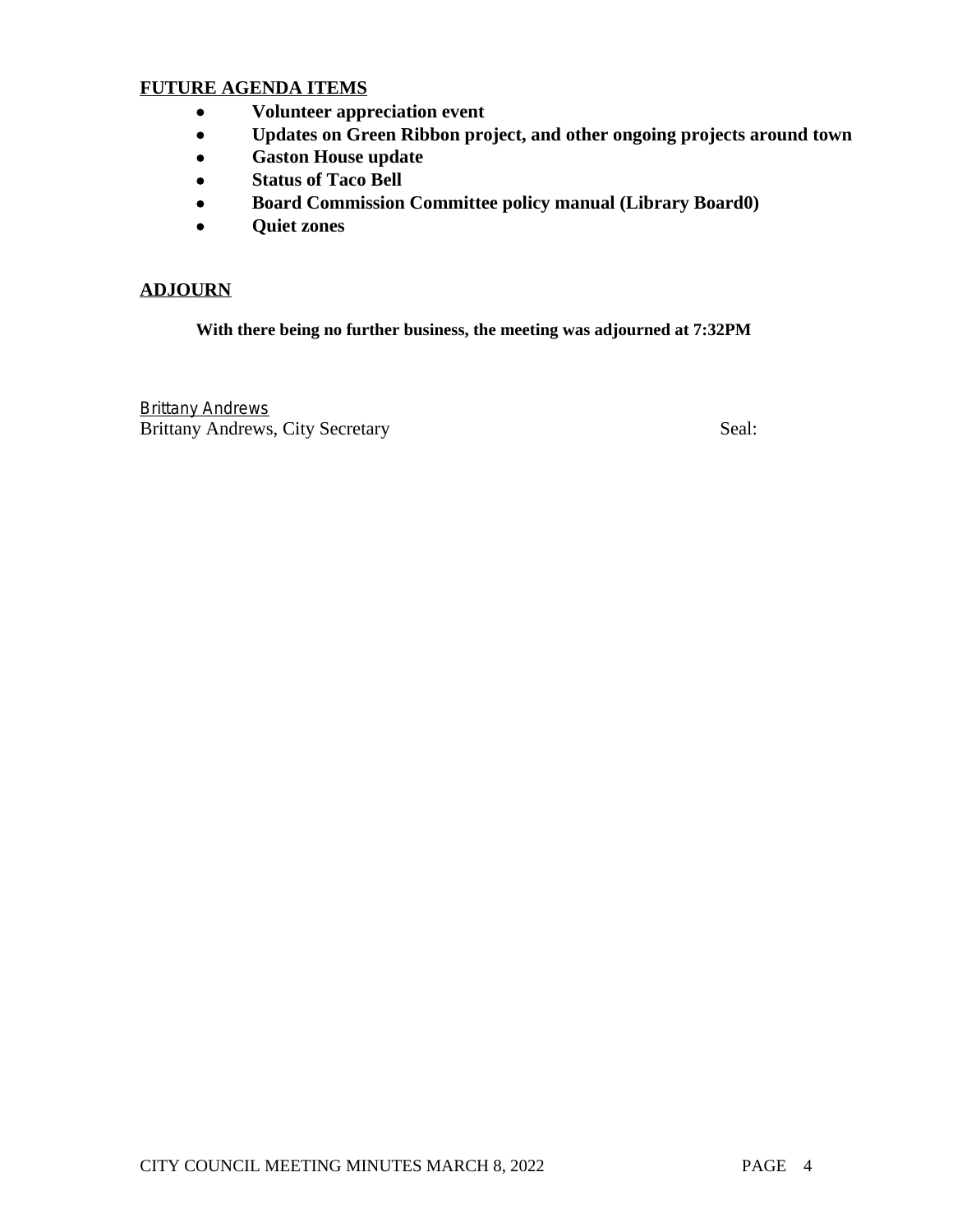## FUTURE AGENDA ITEMS

- **Volunteer appreciation event**
- **Updates on Green Ribbon project, and other ongoing projects around town**
- **Gaston House update**
- **Status of Taco Bell**
- **Board Commission Committee policy manual (Library Board0)**
- **Quiet zones**

## ADJOURN

**With there being no further business, the meeting was adjourned at 7:32PM**

*Brittany Andrews*
Brittany Andrews, City Secretary Seal: